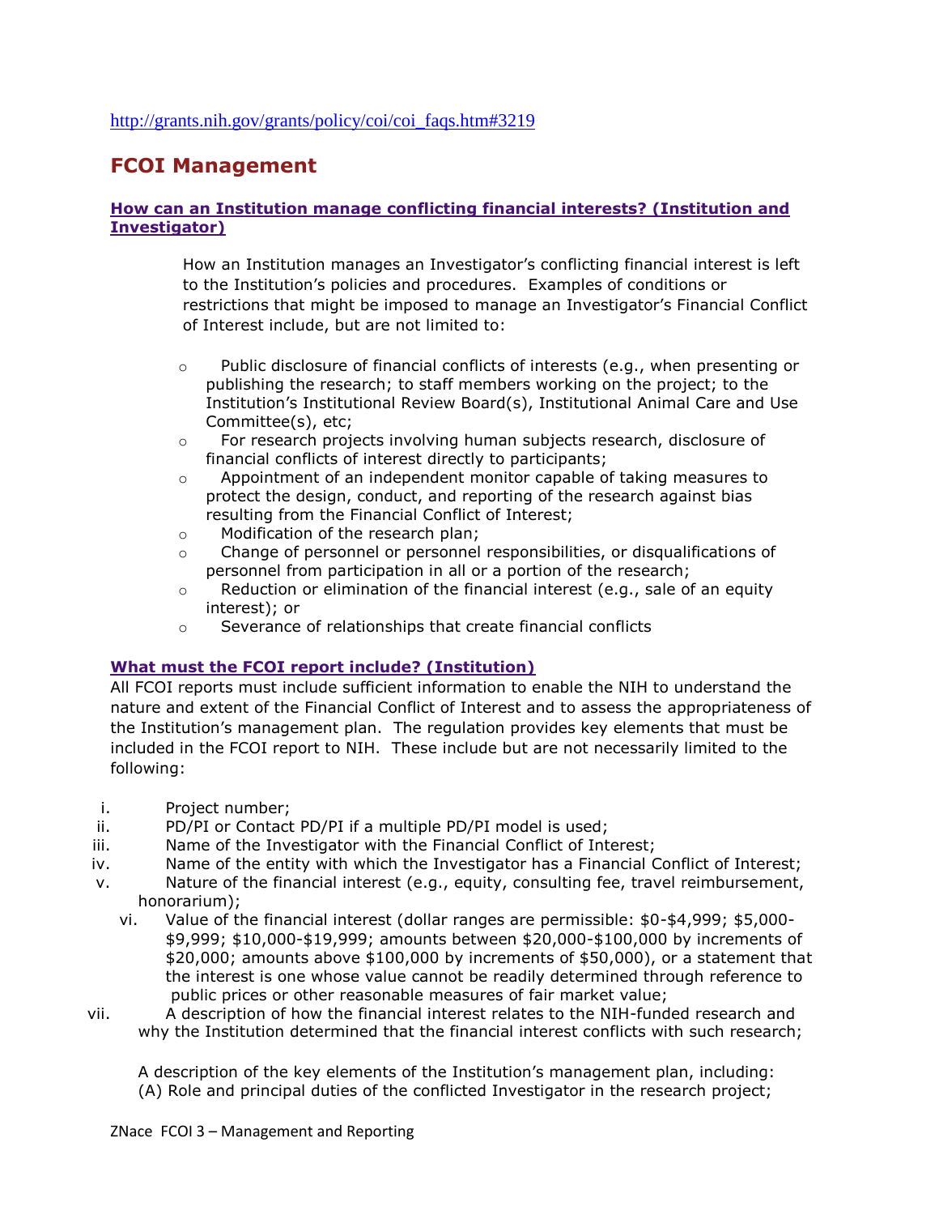http://grants.nih.gov/grants/policy/coi/coi_faqs.htm#3219

## FCOI Management

### How can an Institution manage conflicting financial interests? (Institution and Investigator)

How an Institution manages an Investigator's conflicting financial interest is left to the Institution's policies and procedures. Examples of conditions or restrictions that might be imposed to manage an Investigator's Financial Conflict of Interest include, but are not limited to:

- Public disclosure of financial conflicts of interests (e.g., when presenting or publishing the research; to staff members working on the project; to the Institution's Institutional Review Board(s), Institutional Animal Care and Use Committee(s), etc;
- For research projects involving human subjects research, disclosure of financial conflicts of interest directly to participants;
- Appointment of an independent monitor capable of taking measures to protect the design, conduct, and reporting of the research against bias resulting from the Financial Conflict of Interest;
- Modification of the research plan;
- Change of personnel or personnel responsibilities, or disqualifications of personnel from participation in all or a portion of the research;
- Reduction or elimination of the financial interest (e.g., sale of an equity interest); or
- Severance of relationships that create financial conflicts

### What must the FCOI report include? (Institution)

All FCOI reports must include sufficient information to enable the NIH to understand the nature and extent of the Financial Conflict of Interest and to assess the appropriateness of the Institution's management plan. The regulation provides key elements that must be included in the FCOI report to NIH. These include but are not necessarily limited to the following:

i. Project number;
ii. PD/PI or Contact PD/PI if a multiple PD/PI model is used;
iii. Name of the Investigator with the Financial Conflict of Interest;
iv. Name of the entity with which the Investigator has a Financial Conflict of Interest;
v. Nature of the financial interest (e.g., equity, consulting fee, travel reimbursement, honorarium);
vi. Value of the financial interest (dollar ranges are permissible: $0-$4,999; $5,000-$9,999; $10,000-$19,999; amounts between $20,000-$100,000 by increments of $20,000; amounts above $100,000 by increments of $50,000), or a statement that the interest is one whose value cannot be readily determined through reference to public prices or other reasonable measures of fair market value;
vii. A description of how the financial interest relates to the NIH-funded research and why the Institution determined that the financial interest conflicts with such research;

A description of the key elements of the Institution's management plan, including:
(A) Role and principal duties of the conflicted Investigator in the research project;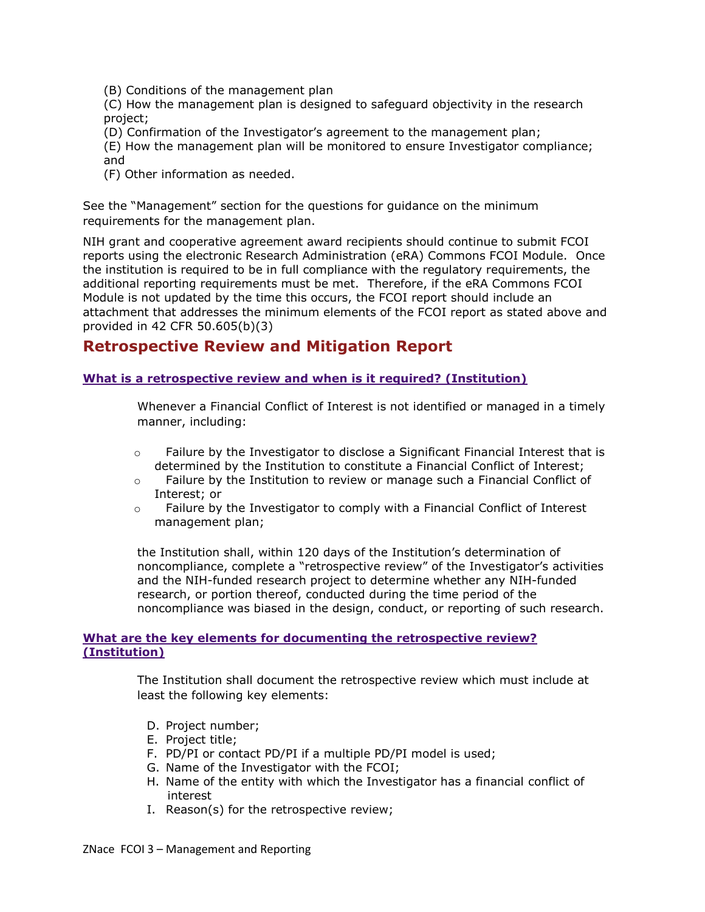(B) Conditions of the management plan
(C) How the management plan is designed to safeguard objectivity in the research project;
(D) Confirmation of the Investigator's agreement to the management plan;
(E) How the management plan will be monitored to ensure Investigator compliance; and
(F) Other information as needed.

See the "Management" section for the questions for guidance on the minimum requirements for the management plan.

NIH grant and cooperative agreement award recipients should continue to submit FCOI reports using the electronic Research Administration (eRA) Commons FCOI Module. Once the institution is required to be in full compliance with the regulatory requirements, the additional reporting requirements must be met. Therefore, if the eRA Commons FCOI Module is not updated by the time this occurs, the FCOI report should include an attachment that addresses the minimum elements of the FCOI report as stated above and provided in 42 CFR 50.605(b)(3)

## Retrospective Review and Mitigation Report

### What is a retrospective review and when is it required? (Institution)

Whenever a Financial Conflict of Interest is not identified or managed in a timely manner, including:

- Failure by the Investigator to disclose a Significant Financial Interest that is determined by the Institution to constitute a Financial Conflict of Interest;
- Failure by the Institution to review or manage such a Financial Conflict of Interest; or
- Failure by the Investigator to comply with a Financial Conflict of Interest management plan;

the Institution shall, within 120 days of the Institution's determination of noncompliance, complete a "retrospective review" of the Investigator's activities and the NIH-funded research project to determine whether any NIH-funded research, or portion thereof, conducted during the time period of the noncompliance was biased in the design, conduct, or reporting of such research.

### What are the key elements for documenting the retrospective review? (Institution)

The Institution shall document the retrospective review which must include at least the following key elements:

D. Project number;
E. Project title;
F. PD/PI or contact PD/PI if a multiple PD/PI model is used;
G. Name of the Investigator with the FCOI;
H. Name of the entity with which the Investigator has a financial conflict of interest
I. Reason(s) for the retrospective review;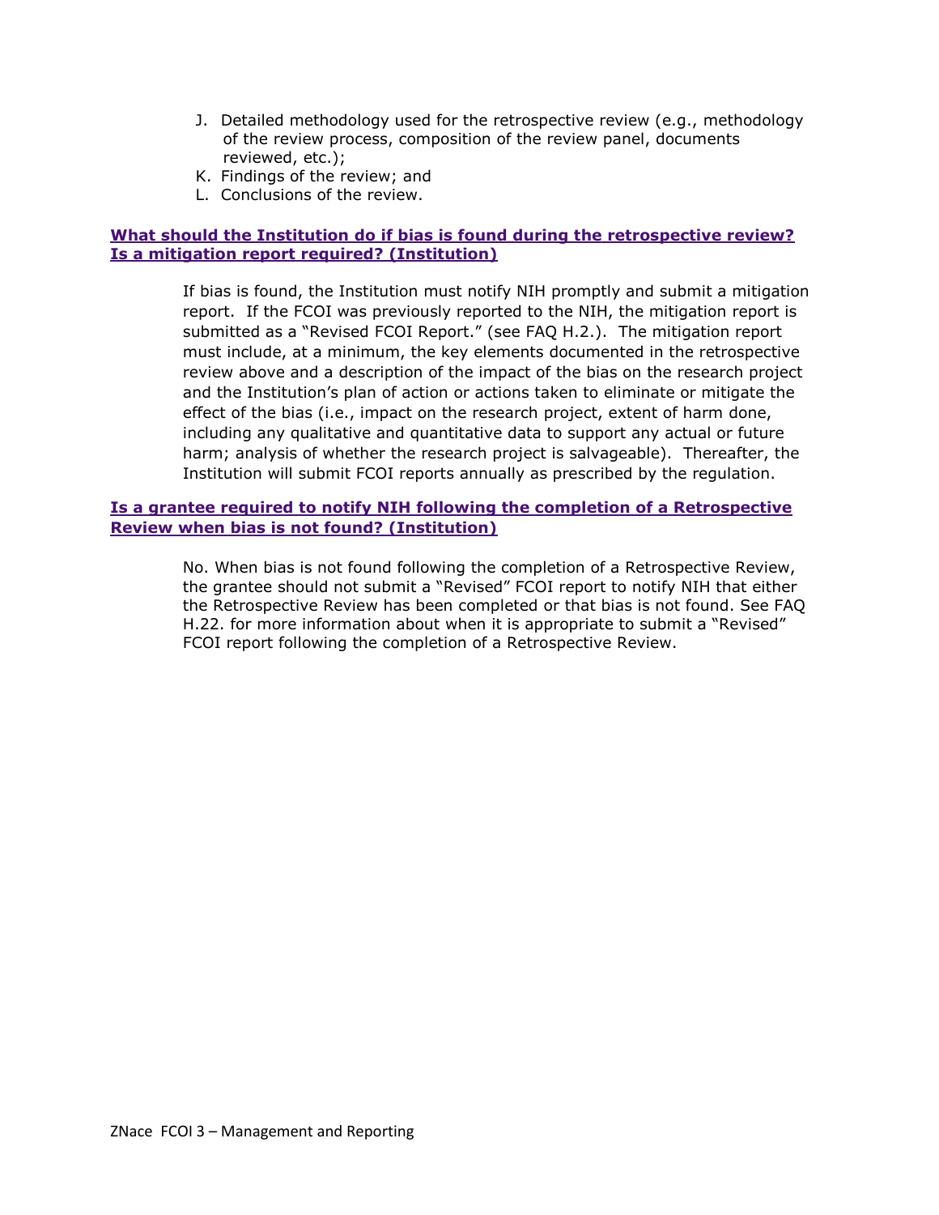J. Detailed methodology used for the retrospective review (e.g., methodology of the review process, composition of the review panel, documents reviewed, etc.);
K. Findings of the review; and
L. Conclusions of the review.

**What should the Institution do if bias is found during the retrospective review? Is a mitigation report required? (Institution)**

If bias is found, the Institution must notify NIH promptly and submit a mitigation report. If the FCOI was previously reported to the NIH, the mitigation report is submitted as a "Revised FCOI Report." (see FAQ H.2.). The mitigation report must include, at a minimum, the key elements documented in the retrospective review above and a description of the impact of the bias on the research project and the Institution's plan of action or actions taken to eliminate or mitigate the effect of the bias (i.e., impact on the research project, extent of harm done, including any qualitative and quantitative data to support any actual or future harm; analysis of whether the research project is salvageable). Thereafter, the Institution will submit FCOI reports annually as prescribed by the regulation.

**Is a grantee required to notify NIH following the completion of a Retrospective Review when bias is not found? (Institution)**

No. When bias is not found following the completion of a Retrospective Review, the grantee should not submit a "Revised" FCOI report to notify NIH that either the Retrospective Review has been completed or that bias is not found. See FAQ H.22. for more information about when it is appropriate to submit a "Revised" FCOI report following the completion of a Retrospective Review.